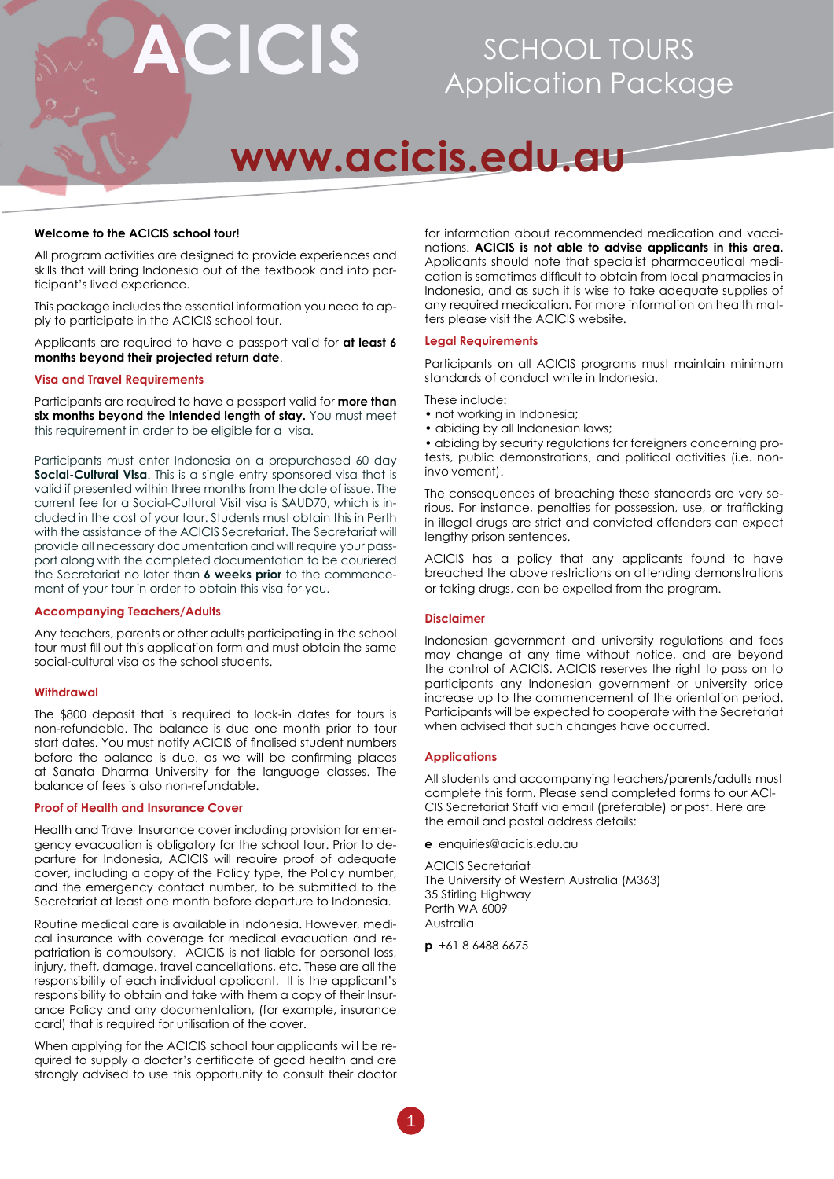# ACICIS

## SCHOOL TOURS Application Package

**www.acicis.edu.au**

**Welcome to the ACICIS school tour!**

All program activities are designed to provide experiences and skills that will bring Indonesia out of the textbook and into participant's lived experience.

This package includes the essential information you need to apply to participate in the ACICIS school tour.

Applicants are required to have a passport valid for **at least 6 months beyond their projected return date**.

### Visa and Travel Requirements

Participants are required to have a passport valid for **more than six months beyond the intended length of stay.** You must meet this requirement in order to be eligible for a visa.

Participants must enter Indonesia on a prepurchased 60 day **Social-Cultural Visa**. This is a single entry sponsored visa that is valid if presented within three months from the date of issue. The current fee for a Social-Cultural Visit visa is $AUD70, which is included in the cost of your tour. Students must obtain this in Perth with the assistance of the ACICIS Secretariat. The Secretariat will provide all necessary documentation and will require your passport along with the completed documentation to be couriered the Secretariat no later than **6 weeks prior** to the commencement of your tour in order to obtain this visa for you.

### Accompanying Teachers/Adults

Any teachers, parents or other adults participating in the school tour must fill out this application form and must obtain the same social-cultural visa as the school students.

### Withdrawal

The $800 deposit that is required to lock-in dates for tours is non-refundable. The balance is due one month prior to tour start dates. You must notify ACICIS of finalised student numbers before the balance is due, as we will be confirming places at Sanata Dharma University for the language classes. The balance of fees is also non-refundable.

### Proof of Health and Insurance Cover

Health and Travel Insurance cover including provision for emergency evacuation is obligatory for the school tour. Prior to departure for Indonesia, ACICIS will require proof of adequate cover, including a copy of the Policy type, the Policy number, and the emergency contact number, to be submitted to the Secretariat at least one month before departure to Indonesia.

Routine medical care is available in Indonesia. However, medical insurance with coverage for medical evacuation and repatriation is compulsory. ACICIS is not liable for personal loss, injury, theft, damage, travel cancellations, etc. These are all the responsibility of each individual applicant. It is the applicant's responsibility to obtain and take with them a copy of their Insurance Policy and any documentation, (for example, insurance card) that is required for utilisation of the cover.

When applying for the ACICIS school tour applicants will be required to supply a doctor's certificate of good health and are strongly advised to use this opportunity to consult their doctor for information about recommended medication and vaccinations. **ACICIS is not able to advise applicants in this area.** Applicants should note that specialist pharmaceutical medication is sometimes difficult to obtain from local pharmacies in Indonesia, and as such it is wise to take adequate supplies of any required medication. For more information on health matters please visit the ACICIS website.

### Legal Requirements

Participants on all ACICIS programs must maintain minimum standards of conduct while in Indonesia.

These include:

- not working in Indonesia;
- abiding by all Indonesian laws;
- abiding by security regulations for foreigners concerning protests, public demonstrations, and political activities (i.e. non-involvement).

The consequences of breaching these standards are very serious. For instance, penalties for possession, use, or trafficking in illegal drugs are strict and convicted offenders can expect lengthy prison sentences.

ACICIS has a policy that any applicants found to have breached the above restrictions on attending demonstrations or taking drugs, can be expelled from the program.

### Disclaimer

Indonesian government and university regulations and fees may change at any time without notice, and are beyond the control of ACICIS. ACICIS reserves the right to pass on to participants any Indonesian government or university price increase up to the commencement of the orientation period. Participants will be expected to cooperate with the Secretariat when advised that such changes have occurred.

### Applications

All students and accompanying teachers/parents/adults must complete this form. Please send completed forms to our ACICIS Secretariat Staff via email (preferable) or post. Here are the email and postal address details:

**e** enquiries@acicis.edu.au

ACICIS Secretariat  
The University of Western Australia (M363)  
35 Stirling Highway  
Perth WA 6009  
Australia

**p** +61 8 6488 6675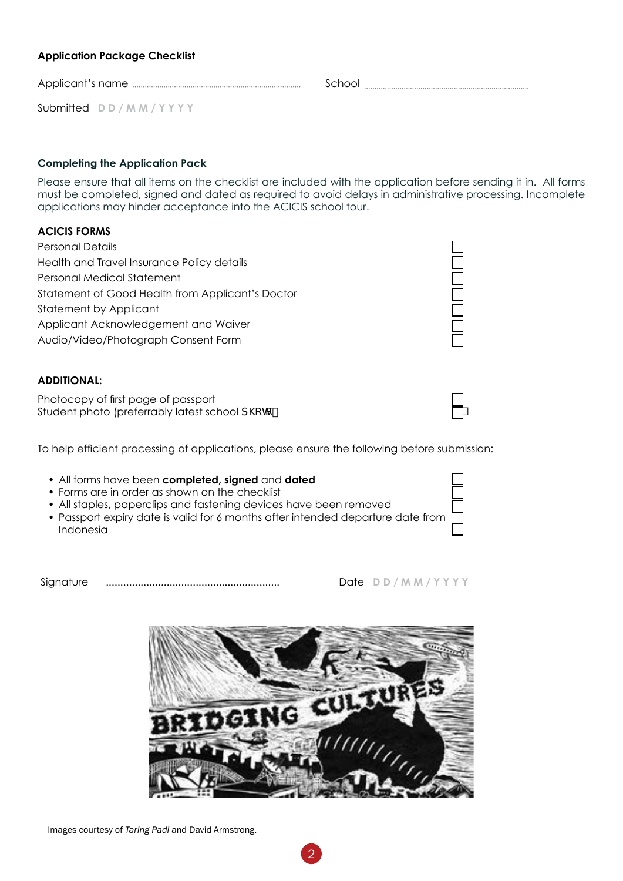**Application Package Checklist**

Applicant's name ..................................................... School .....................................................

Submitted D D / M M / Y Y Y Y

**Completing the Application Pack**

Please ensure that all items on the checklist are included with the application before sending it in. All forms must be completed, signed and dated as required to avoid delays in administrative processing. Incomplete applications may hinder acceptance into the ACICIS school tour.

**ACICIS FORMS**

Personal Details ☐
Health and Travel Insurance Policy details ☐
Personal Medical Statement ☐
Statement of Good Health from Applicant's Doctor ☐
Statement by Applicant ☐
Applicant Acknowledgement and Waiver ☐
Audio/Video/Photograph Consent Form ☐

**ADDITIONAL:**

Photocopy of first page of passport ☐
Student photo (preferrably latest school photo) ☐

To help efficient processing of applications, please ensure the following before submission:

- All forms have been **completed, signed** and **dated** ☐
- Forms are in order as shown on the checklist ☐
- All staples, paperclips and fastening devices have been removed ☐
- Passport expiry date is valid for 6 months after intended departure date from Indonesia ☐

Signature ........................................................... Date D D / M M / Y Y Y Y

Images courtesy of *Taring Padi* and David Armstrong.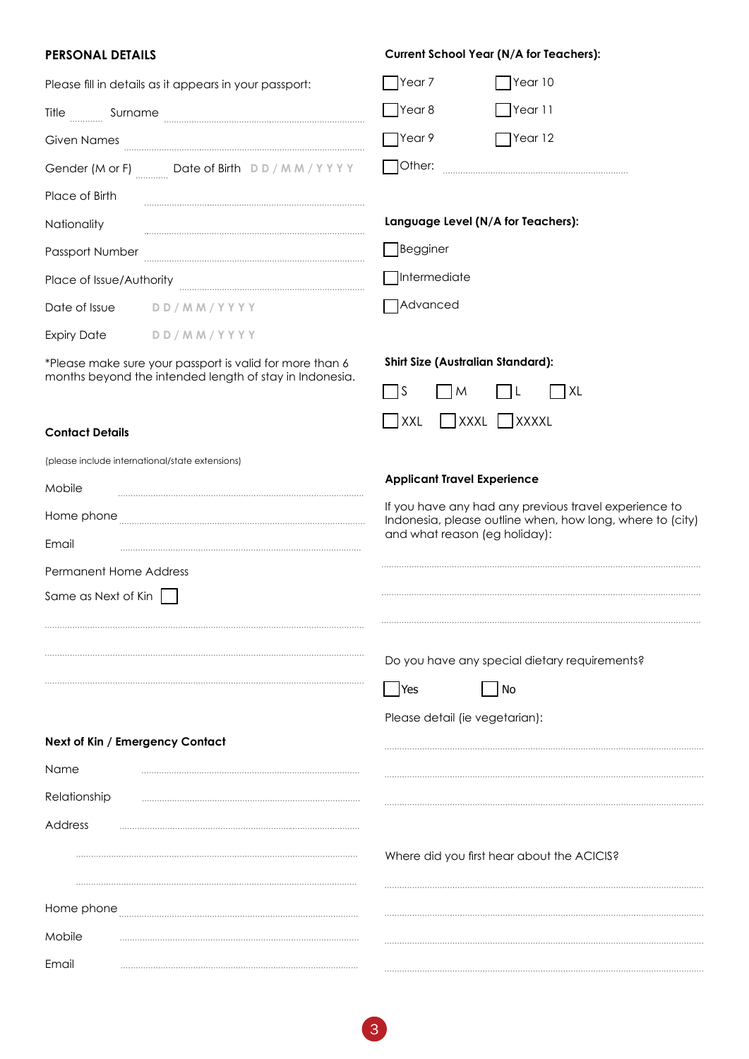## PERSONAL DETAILS

Please fill in details as it appears in your passport:

Title ............ Surname ...............................................................

Given Names ...............................................................

Gender (M or F) ............ Date of Birth DD / MM / YYYY

Place of Birth ...............................................................

Nationality ...............................................................

Passport Number ...............................................................

Place of Issue/Authority ...............................................................

Date of Issue DD / MM / YYYY

Expiry Date DD / MM / YYYY

*Please make sure your passport is valid for more than 6 months beyond the intended length of stay in Indonesia.

### Contact Details

(please include international/state extensions)

Mobile ...............................................................

Home phone ...............................................................

Email ...............................................................

Permanent Home Address

Same as Next of Kin ☐

...............................................................

...............................................................

...............................................................

### Next of Kin / Emergency Contact

Name ...............................................................

Relationship ...............................................................

Address ...............................................................

...............................................................

...............................................................

Home phone ...............................................................

Mobile ...............................................................

Email ...............................................................

### Current School Year (N/A for Teachers):

☐ Year 7 ☐ Year 10

☐ Year 8 ☐ Year 11

☐ Year 9 ☐ Year 12

☐ Other: ...............................................................

### Language Level (N/A for Teachers):

☐ Begginer

☐ Intermediate

☐ Advanced

### Shirt Size (Australian Standard):

☐ S ☐ M ☐ L ☐ XL

☐ XXL ☐ XXXL ☐ XXXXL

### Applicant Travel Experience

If you have any had any previous travel experience to Indonesia, please outline when, how long, where to (city) and what reason (eg holiday):

...............................................................

...............................................................

...............................................................

Do you have any special dietary requirements?

☐ Yes ☐ No

Please detail (ie vegetarian):

...............................................................

...............................................................

...............................................................

Where did you first hear about the ACICIS?

...............................................................

...............................................................

...............................................................

...............................................................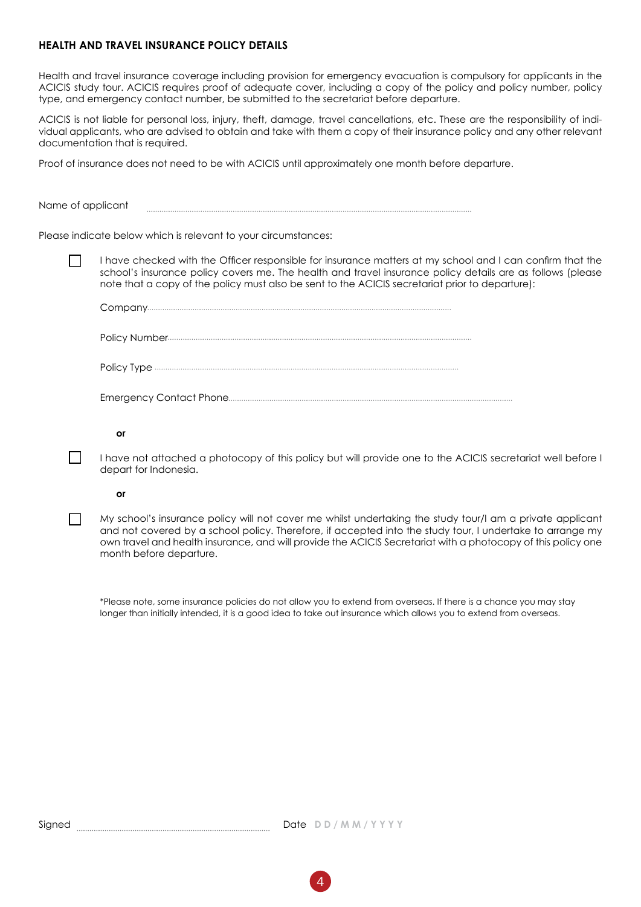## HEALTH AND TRAVEL INSURANCE POLICY DETAILS

Health and travel insurance coverage including provision for emergency evacuation is compulsory for applicants in the ACICIS study tour. ACICIS requires proof of adequate cover, including a copy of the policy and policy number, policy type, and emergency contact number, be submitted to the secretariat before departure.

ACICIS is not liable for personal loss, injury, theft, damage, travel cancellations, etc. These are the responsibility of individual applicants, who are advised to obtain and take with them a copy of their insurance policy and any other relevant documentation that is required.

Proof of insurance does not need to be with ACICIS until approximately one month before departure.

Name of applicant ..........................................................................................

Please indicate below which is relevant to your circumstances:

☐ I have checked with the Officer responsible for insurance matters at my school and I can confirm that the school's insurance policy covers me. The health and travel insurance policy details are as follows (please note that a copy of the policy must also be sent to the ACICIS secretariat prior to departure):

Company..........................................................................................

Policy Number..........................................................................................

Policy Type ..........................................................................................

Emergency Contact Phone..........................................................................................

**or**

☐ I have not attached a photocopy of this policy but will provide one to the ACICIS secretariat well before I depart for Indonesia.

**or**

☐ My school's insurance policy will not cover me whilst undertaking the study tour/I am a private applicant and not covered by a school policy. Therefore, if accepted into the study tour, I undertake to arrange my own travel and health insurance, and will provide the ACICIS Secretariat with a photocopy of this policy one month before departure.

*Please note, some insurance policies do not allow you to extend from overseas. If there is a chance you may stay longer than initially intended, it is a good idea to take out insurance which allows you to extend from overseas.

Signed .......................................................... Date DD / MM / YYYY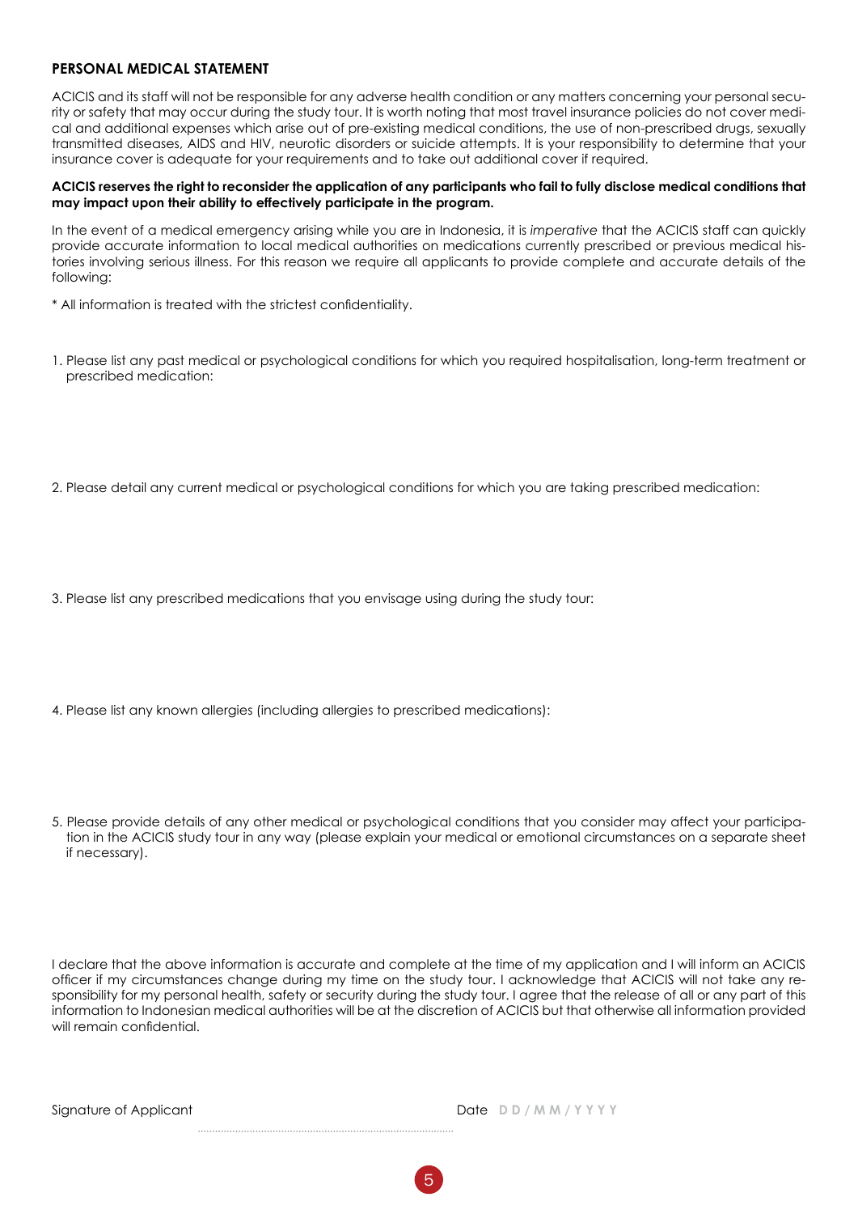## PERSONAL MEDICAL STATEMENT

ACICIS and its staff will not be responsible for any adverse health condition or any matters concerning your personal security or safety that may occur during the study tour. It is worth noting that most travel insurance policies do not cover medical and additional expenses which arise out of pre-existing medical conditions, the use of non-prescribed drugs, sexually transmitted diseases, AIDS and HIV, neurotic disorders or suicide attempts. It is your responsibility to determine that your insurance cover is adequate for your requirements and to take out additional cover if required.

**ACICIS reserves the right to reconsider the application of any participants who fail to fully disclose medical conditions that may impact upon their ability to effectively participate in the program.**

In the event of a medical emergency arising while you are in Indonesia, it is *imperative* that the ACICIS staff can quickly provide accurate information to local medical authorities on medications currently prescribed or previous medical histories involving serious illness. For this reason we require all applicants to provide complete and accurate details of the following:

* All information is treated with the strictest confidentiality.

1. Please list any past medical or psychological conditions for which you required hospitalisation, long-term treatment or prescribed medication:

2. Please detail any current medical or psychological conditions for which you are taking prescribed medication:

3. Please list any prescribed medications that you envisage using during the study tour:

4. Please list any known allergies (including allergies to prescribed medications):

5. Please provide details of any other medical or psychological conditions that you consider may affect your participation in the ACICIS study tour in any way (please explain your medical or emotional circumstances on a separate sheet if necessary).

I declare that the above information is accurate and complete at the time of my application and I will inform an ACICIS officer if my circumstances change during my time on the study tour. I acknowledge that ACICIS will not take any responsibility for my personal health, safety or security during the study tour. I agree that the release of all or any part of this information to Indonesian medical authorities will be at the discretion of ACICIS but that otherwise all information provided will remain confidential.

Signature of Applicant ........................................................................................ Date DD / MM / YYYY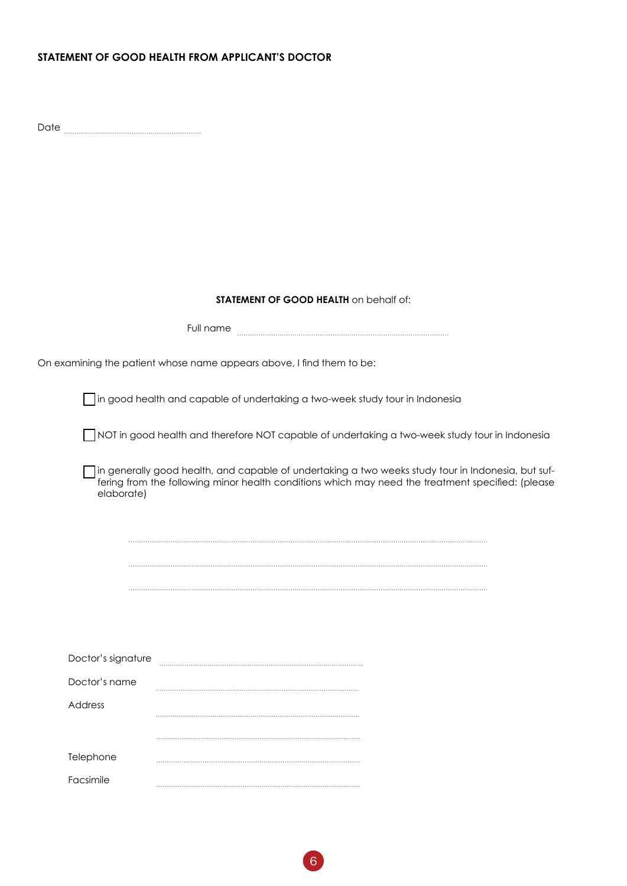## STATEMENT OF GOOD HEALTH FROM APPLICANT'S DOCTOR

Date ..............................................................

**STATEMENT OF GOOD HEALTH** on behalf of:

Full name ..............................................................................................

On examining the patient whose name appears above, I find them to be:

- [ ] in good health and capable of undertaking a two-week study tour in Indonesia

- [ ] NOT in good health and therefore NOT capable of undertaking a two-week study tour in Indonesia

- [ ] in generally good health, and capable of undertaking a two weeks study tour in Indonesia, but suffering from the following minor health conditions which may need the treatment specified: (please elaborate)

..............................................................................................................................................................

..............................................................................................................................................................

..............................................................................................................................................................

Doctor's signature ..............................................................................

Doctor's name ..............................................................................

Address ..............................................................................

..............................................................................

Telephone ..............................................................................

Facsimile ..............................................................................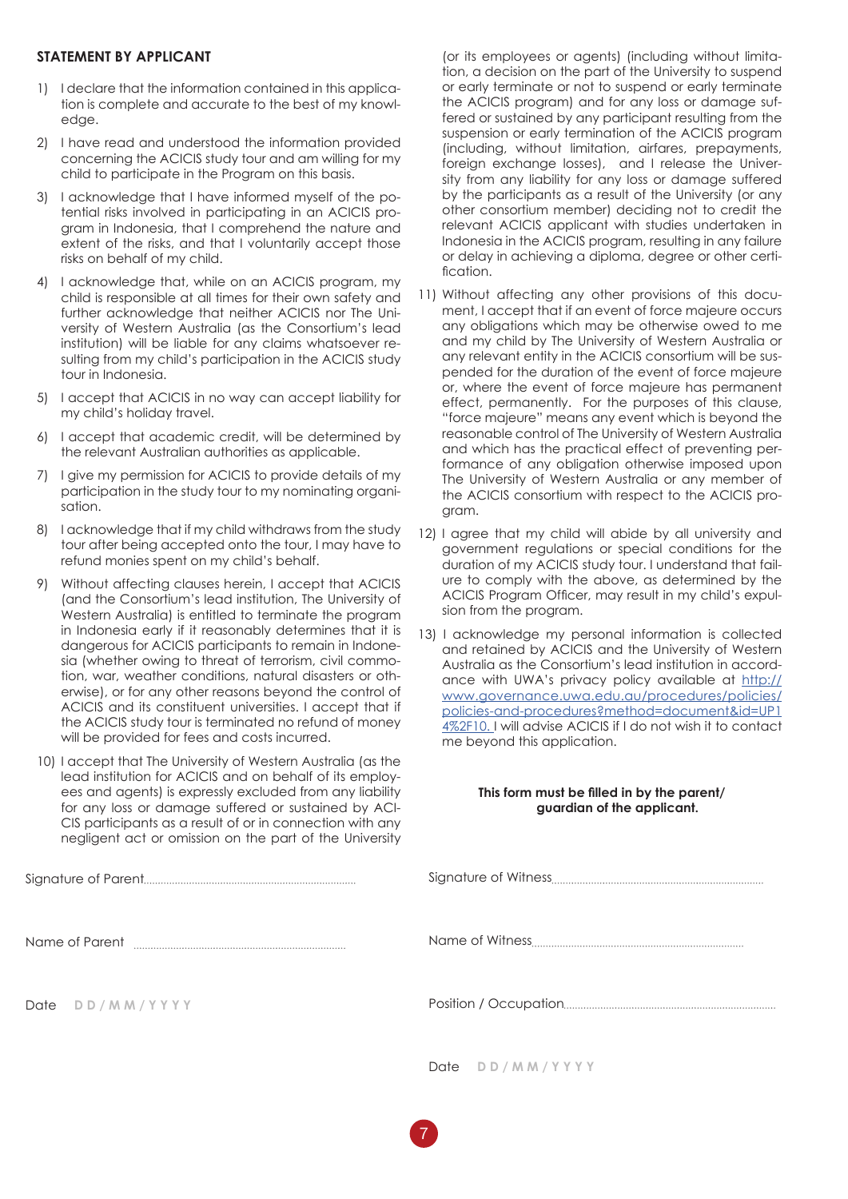## STATEMENT BY APPLICANT

1) I declare that the information contained in this application is complete and accurate to the best of my knowledge.
2) I have read and understood the information provided concerning the ACICIS study tour and am willing for my child to participate in the Program on this basis.
3) I acknowledge that I have informed myself of the potential risks involved in participating in an ACICIS program in Indonesia, that I comprehend the nature and extent of the risks, and that I voluntarily accept those risks on behalf of my child.
4) I acknowledge that, while on an ACICIS program, my child is responsible at all times for their own safety and further acknowledge that neither ACICIS nor The University of Western Australia (as the Consortium's lead institution) will be liable for any claims whatsoever resulting from my child's participation in the ACICIS study tour in Indonesia.
5) I accept that ACICIS in no way can accept liability for my child's holiday travel.
6) I accept that academic credit, will be determined by the relevant Australian authorities as applicable.
7) I give my permission for ACICIS to provide details of my participation in the study tour to my nominating organisation.
8) I acknowledge that if my child withdraws from the study tour after being accepted onto the tour, I may have to refund monies spent on my child's behalf.
9) Without affecting clauses herein, I accept that ACICIS (and the Consortium's lead institution, The University of Western Australia) is entitled to terminate the program in Indonesia early if it reasonably determines that it is dangerous for ACICIS participants to remain in Indonesia (whether owing to threat of terrorism, civil commotion, war, weather conditions, natural disasters or otherwise), or for any other reasons beyond the control of ACICIS and its constituent universities. I accept that if the ACICIS study tour is terminated no refund of money will be provided for fees and costs incurred.
10) I accept that The University of Western Australia (as the lead institution for ACICIS and on behalf of its employees and agents) is expressly excluded from any liability for any loss or damage suffered or sustained by ACICIS participants as a result of or in connection with any negligent act or omission on the part of the University (or its employees or agents) (including without limitation, a decision on the part of the University to suspend or early terminate or not to suspend or early terminate the ACICIS program) and for any loss or damage suffered or sustained by any participant resulting from the suspension or early termination of the ACICIS program (including, without limitation, airfares, prepayments, foreign exchange losses), and I release the University from any liability for any loss or damage suffered by the participants as a result of the University (or any other consortium member) deciding not to credit the relevant ACICIS applicant with studies undertaken in Indonesia in the ACICIS program, resulting in any failure or delay in achieving a diploma, degree or other certification.
11) Without affecting any other provisions of this document, I accept that if an event of force majeure occurs any obligations which may be otherwise owed to me and my child by The University of Western Australia or any relevant entity in the ACICIS consortium will be suspended for the duration of the event of force majeure or, where the event of force majeure has permanent effect, permanently. For the purposes of this clause, "force majeure" means any event which is beyond the reasonable control of The University of Western Australia and which has the practical effect of preventing performance of any obligation otherwise imposed upon The University of Western Australia or any member of the ACICIS consortium with respect to the ACICIS program.
12) I agree that my child will abide by all university and government regulations or special conditions for the duration of my ACICIS study tour. I understand that failure to comply with the above, as determined by the ACICIS Program Officer, may result in my child's expulsion from the program.
13) I acknowledge my personal information is collected and retained by ACICIS and the University of Western Australia as the Consortium's lead institution in accordance with UWA's privacy policy available at http://www.governance.uwa.edu.au/procedures/policies/policies-and-procedures?method=document&id=UP14%2F10. I will advise ACICIS if I do not wish it to contact me beyond this application.

**This form must be filled in by the parent/guardian of the applicant.**

Signature of Parent.........................................................................

Name of Parent .........................................................................

Date D D / M M / Y Y Y Y

Signature of Witness.........................................................................

Name of Witness.........................................................................

Position / Occupation.........................................................................

Date D D / M M / Y Y Y Y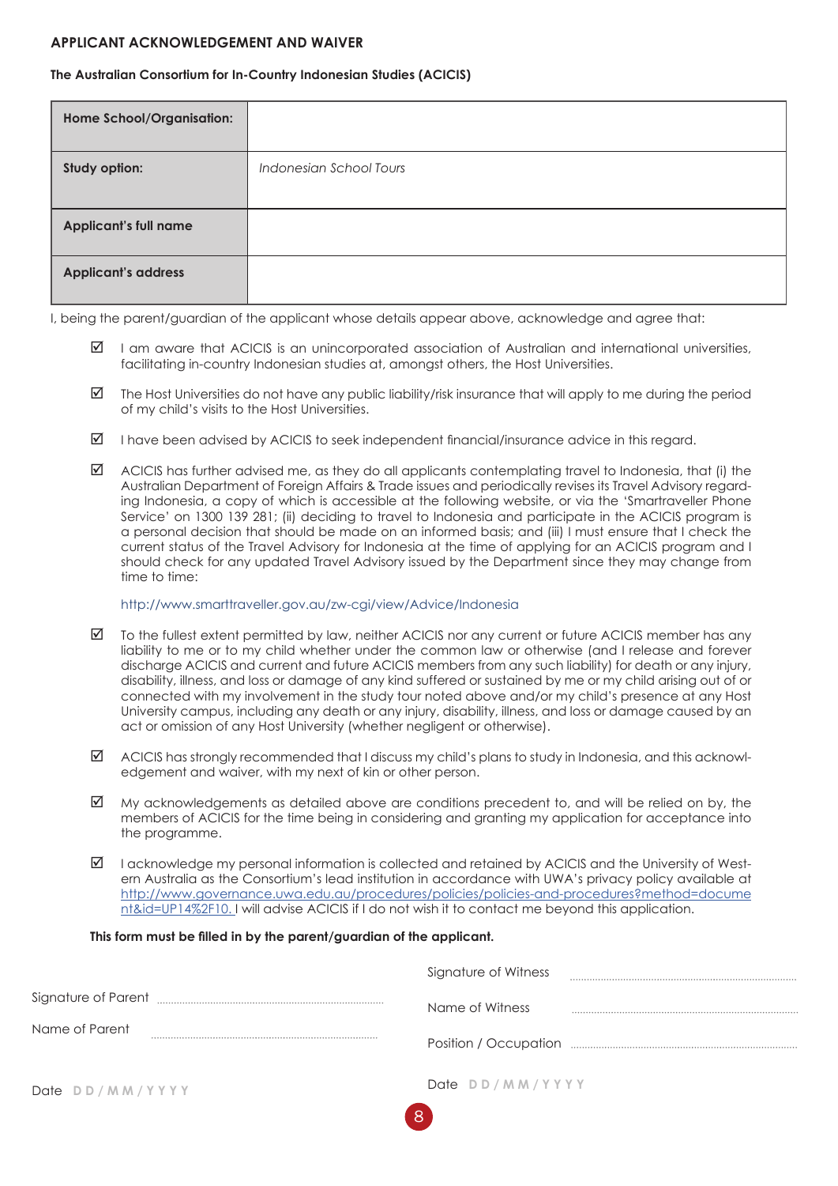## APPLICANT ACKNOWLEDGEMENT AND WAIVER

**The Australian Consortium for In-Country Indonesian Studies (ACICIS)**

| **Home School/Organisation:** | |
|---|---|
| **Study option:** | *Indonesian School Tours* |
| **Applicant's full name** | |
| **Applicant's address** | |

I, being the parent/guardian of the applicant whose details appear above, acknowledge and agree that:

- ☑ I am aware that ACICIS is an unincorporated association of Australian and international universities, facilitating in-country Indonesian studies at, amongst others, the Host Universities.
- ☑ The Host Universities do not have any public liability/risk insurance that will apply to me during the period of my child's visits to the Host Universities.
- ☑ I have been advised by ACICIS to seek independent financial/insurance advice in this regard.
- ☑ ACICIS has further advised me, as they do all applicants contemplating travel to Indonesia, that (i) the Australian Department of Foreign Affairs & Trade issues and periodically revises its Travel Advisory regarding Indonesia, a copy of which is accessible at the following website, or via the 'Smartraveller Phone Service' on 1300 139 281; (ii) deciding to travel to Indonesia and participate in the ACICIS program is a personal decision that should be made on an informed basis; and (iii) I must ensure that I check the current status of the Travel Advisory for Indonesia at the time of applying for an ACICIS program and I should check for any updated Travel Advisory issued by the Department since they may change from time to time:

  http://www.smarttraveller.gov.au/zw-cgi/view/Advice/Indonesia

- ☑ To the fullest extent permitted by law, neither ACICIS nor any current or future ACICIS member has any liability to me or to my child whether under the common law or otherwise (and I release and forever discharge ACICIS and current and future ACICIS members from any such liability) for death or any injury, disability, illness, and loss or damage of any kind suffered or sustained by me or my child arising out of or connected with my involvement in the study tour noted above and/or my child's presence at any Host University campus, including any death or any injury, disability, illness, and loss or damage caused by an act or omission of any Host University (whether negligent or otherwise).
- ☑ ACICIS has strongly recommended that I discuss my child's plans to study in Indonesia, and this acknowledgement and waiver, with my next of kin or other person.
- ☑ My acknowledgements as detailed above are conditions precedent to, and will be relied on by, the members of ACICIS for the time being in considering and granting my application for acceptance into the programme.
- ☑ I acknowledge my personal information is collected and retained by ACICIS and the University of Western Australia as the Consortium's lead institution in accordance with UWA's privacy policy available at http://www.governance.uwa.edu.au/procedures/policies/policies-and-procedures?method=document&id=UP14%2F10. I will advise ACICIS if I do not wish it to contact me beyond this application.

**This form must be filled in by the parent/guardian of the applicant.**

Signature of Parent ..............................................

Name of Parent ..............................................

Date DD / MM / YYYY

Signature of Witness ..............................................

Name of Witness ..............................................

Position / Occupation ..............................................

Date DD / MM / YYYY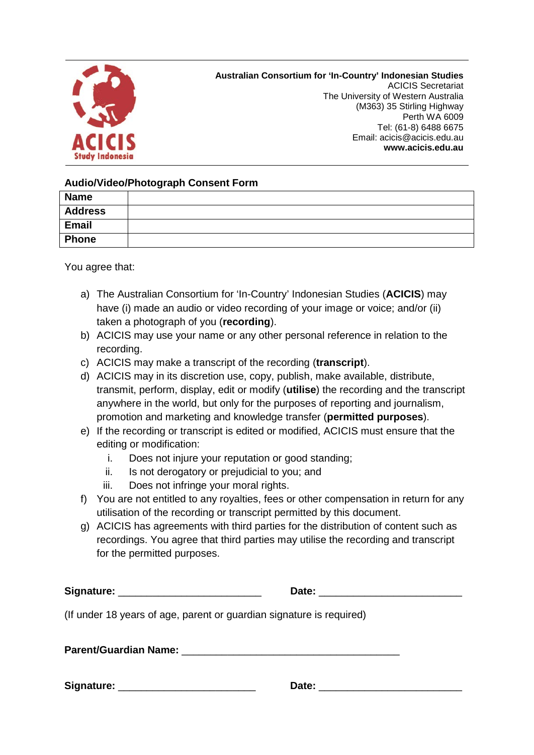**Australian Consortium for 'In-Country' Indonesian Studies**
ACICIS Secretariat
The University of Western Australia
(M363) 35 Stirling Highway
Perth WA 6009
Tel: (61-8) 6488 6675
Email: acicis@acicis.edu.au
**www.acicis.edu.au**

**Audio/Video/Photograph Consent Form**

| | |
|---|---|
| **Name** | |
| **Address** | |
| **Email** | |
| **Phone** | |

You agree that:

a) The Australian Consortium for 'In-Country' Indonesian Studies (**ACICIS**) may have (i) made an audio or video recording of your image or voice; and/or (ii) taken a photograph of you (**recording**).
b) ACICIS may use your name or any other personal reference in relation to the recording.
c) ACICIS may make a transcript of the recording (**transcript**).
d) ACICIS may in its discretion use, copy, publish, make available, distribute, transmit, perform, display, edit or modify (**utilise**) the recording and the transcript anywhere in the world, but only for the purposes of reporting and journalism, promotion and marketing and knowledge transfer (**permitted purposes**).
e) If the recording or transcript is edited or modified, ACICIS must ensure that the editing or modification:
    i. Does not injure your reputation or good standing;
    ii. Is not derogatory or prejudicial to you; and
    iii. Does not infringe your moral rights.
f) You are not entitled to any royalties, fees or other compensation in return for any utilisation of the recording or transcript permitted by this document.
g) ACICIS has agreements with third parties for the distribution of content such as recordings. You agree that third parties may utilise the recording and transcript for the permitted purposes.

**Signature:** ________________________ **Date:** ________________________

(If under 18 years of age, parent or guardian signature is required)

**Parent/Guardian Name:** ______________________________________

**Signature:** ________________________ **Date:** ________________________